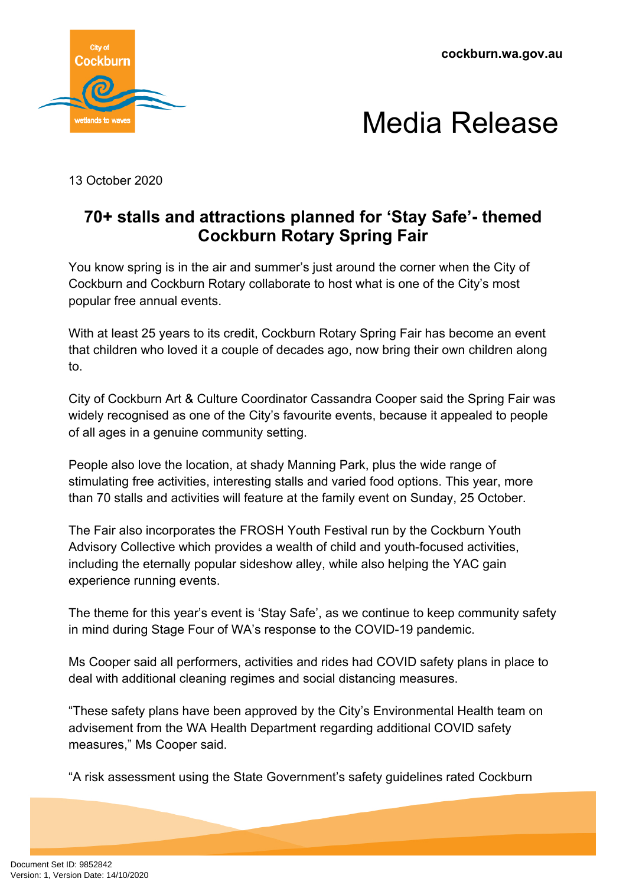cockburn.wa.gov.au

# Media Release

13 October 2020

## 70+ stalls and attractions planned for 'Stay Safe'- themed Cockburn Rotary Spring Fair

You know spring is in the air and summer's just around the corner when the City of Cockburn and Cockburn Rotary collaborate to host what is one of the City's most popular free annual events.

With at least 25 years to its credit, Cockburn Rotary Spring Fair has become an event that children who loved it a couple of decades ago, now bring their own children along to.

City of Cockburn Art & Culture Coordinator Cassandra Cooper said the Spring Fair was widely recognised as one of the City's favourite events, because it appealed to people of all ages in a genuine community setting.

People also love the location, at shady Manning Park, plus the wide range of stimulating free activities, interesting stalls and varied food options. This year, more than 70 stalls and activities will feature at the family event on Sunday, 25 October.

The Fair also incorporates the FROSH Youth Festival run by the Cockburn Youth Advisory Collective which provides a wealth of child and youth-focused activities, including the eternally popular sideshow alley, while also helping the YAC gain experience running events.

The theme for this year's event is 'Stay Safe', as we continue to keep community safety in mind during Stage Four of WA's response to the COVID-19 pandemic.

Ms Cooper said all performers, activities and rides had COVID safety plans in place to deal with additional cleaning regimes and social distancing measures.

"These safety plans have been approved by the City's Environmental Health team on advisement from the WA Health Department regarding additional COVID safety measures," Ms Cooper said.

"A risk assessment using the State Government's safety guidelines rated Cockburn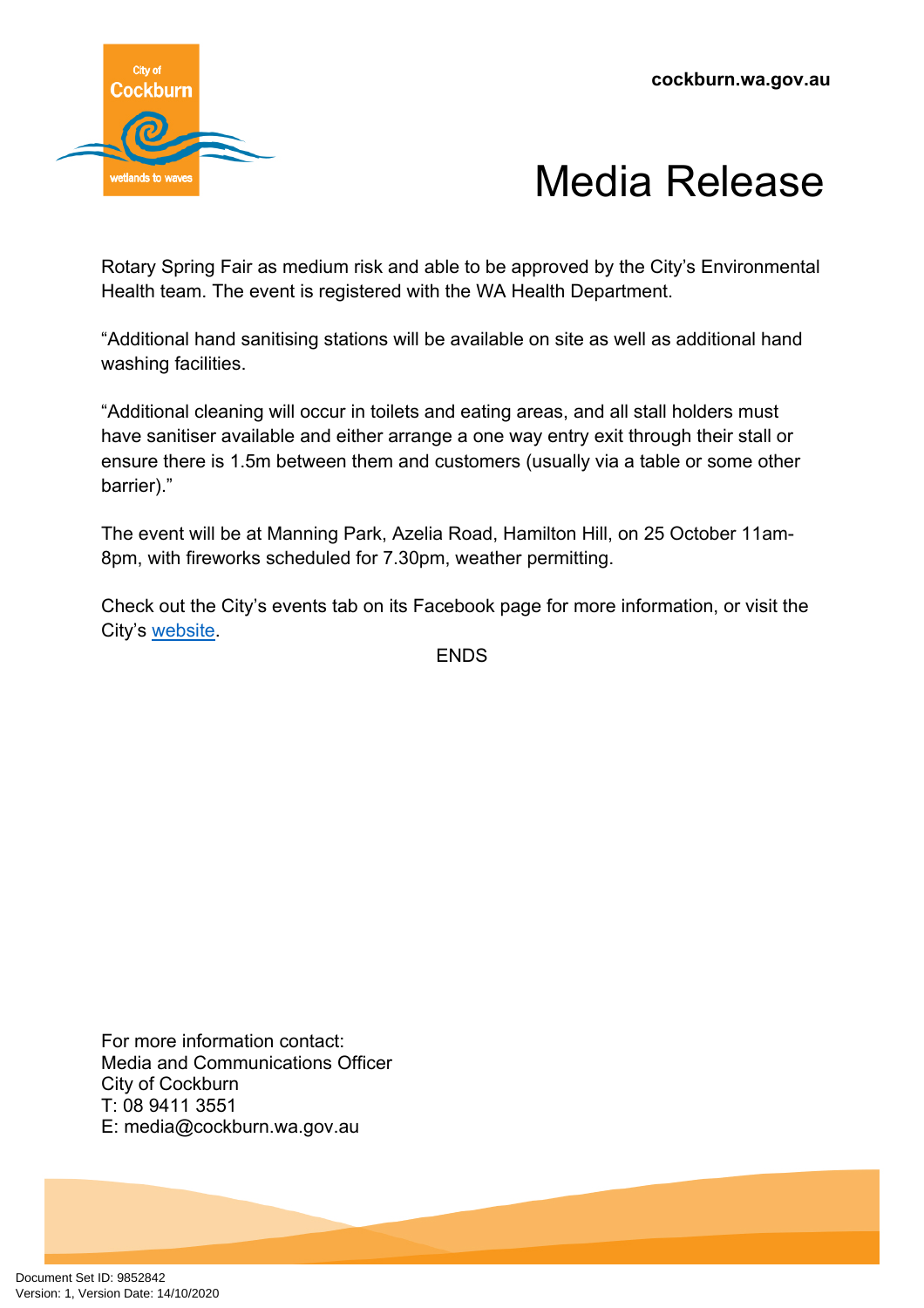Rotary Spring Fair as medium risk and able to be approved by the City's Environmental Health team. The event is registered with the WA Health Department.

"Additional hand sanitising stations will be available on site as well as additional hand washing facilities.

"Additional cleaning will occur in toilets and eating areas, and all stall holders must have sanitiser available and either arrange a one way entry exit through their stall or ensure there is 1.5m between them and customers (usually via a table or some other barrier)."

The event will be at Manning Park, Azelia Road, Hamilton Hill, on 25 October 11am-8pm, with fireworks scheduled for 7.30pm, weather permitting.

Check out the City's events tab on its Facebook page for more information, or visit the City's website.

ENDS

For more information contact:
Media and Communications Officer
City of Cockburn
T: 08 9411 3551
E: media@cockburn.wa.gov.au

Document Set ID: 9852842
Version: 1, Version Date: 14/10/2020